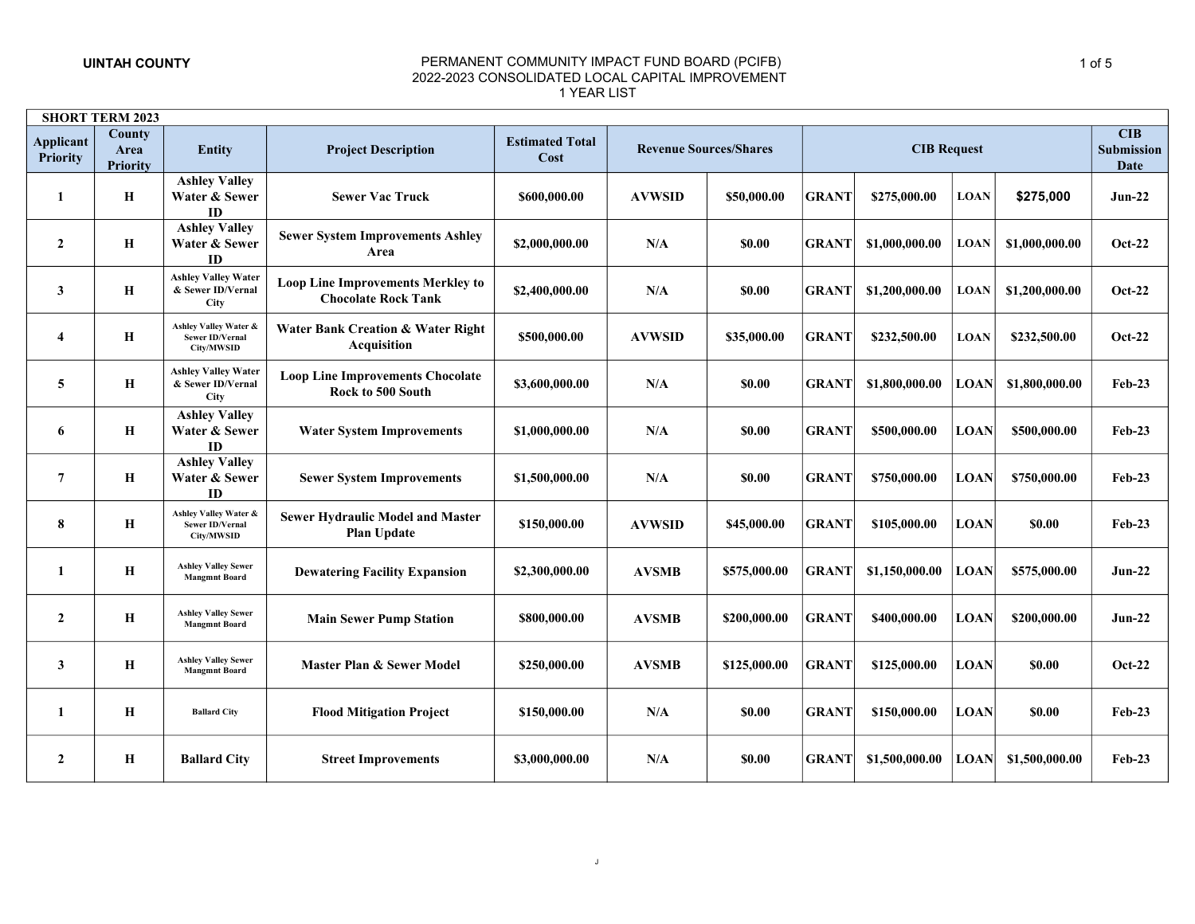UINTAH COUNTY

PERMANENT COMMUNITY IMPACT FUND BOARD (PCIFB)
2022-2023 CONSOLIDATED LOCAL CAPITAL IMPROVEMENT
1 YEAR LIST

| SHORT TERM 2023 | | | | | | | | | | | |
|---|---|---|---|---|---|---|---|---|---|---|---|
| Applicant Priority | County Area Priority | Entity | Project Description | Estimated Total Cost | Revenue Sources/Shares | | CIB Request | | | | CIB Submission Date |
| 1 | H | Ashley Valley Water & Sewer ID | Sewer Vac Truck | $600,000.00 | AVWSID | $50,000.00 | GRANT | $275,000.00 | LOAN | $275,000 | Jun-22 |
| 2 | H | Ashley Valley Water & Sewer ID | Sewer System Improvements Ashley Area | $2,000,000.00 | N/A | $0.00 | GRANT | $1,000,000.00 | LOAN | $1,000,000.00 | Oct-22 |
| 3 | H | Ashley Valley Water & Sewer ID/Vernal City | Loop Line Improvements Merkley to Chocolate Rock Tank | $2,400,000.00 | N/A | $0.00 | GRANT | $1,200,000.00 | LOAN | $1,200,000.00 | Oct-22 |
| 4 | H | Ashley Valley Water & Sewer ID/Vernal City/MWSID | Water Bank Creation & Water Right Acquisition | $500,000.00 | AVWSID | $35,000.00 | GRANT | $232,500.00 | LOAN | $232,500.00 | Oct-22 |
| 5 | H | Ashley Valley Water & Sewer ID/Vernal City | Loop Line Improvements Chocolate Rock to 500 South | $3,600,000.00 | N/A | $0.00 | GRANT | $1,800,000.00 | LOAN | $1,800,000.00 | Feb-23 |
| 6 | H | Ashley Valley Water & Sewer ID | Water System Improvements | $1,000,000.00 | N/A | $0.00 | GRANT | $500,000.00 | LOAN | $500,000.00 | Feb-23 |
| 7 | H | Ashley Valley Water & Sewer ID | Sewer System Improvements | $1,500,000.00 | N/A | $0.00 | GRANT | $750,000.00 | LOAN | $750,000.00 | Feb-23 |
| 8 | H | Ashley Valley Water & Sewer ID/Vernal City/MWSID | Sewer Hydraulic Model and Master Plan Update | $150,000.00 | AVWSID | $45,000.00 | GRANT | $105,000.00 | LOAN | $0.00 | Feb-23 |
| 1 | H | Ashley Valley Sewer Mangmnt Board | Dewatering Facility Expansion | $2,300,000.00 | AVSMB | $575,000.00 | GRANT | $1,150,000.00 | LOAN | $575,000.00 | Jun-22 |
| 2 | H | Ashley Valley Sewer Mangmnt Board | Main Sewer Pump Station | $800,000.00 | AVSMB | $200,000.00 | GRANT | $400,000.00 | LOAN | $200,000.00 | Jun-22 |
| 3 | H | Ashley Valley Sewer Mangmnt Board | Master Plan & Sewer Model | $250,000.00 | AVSMB | $125,000.00 | GRANT | $125,000.00 | LOAN | $0.00 | Oct-22 |
| 1 | H | Ballard City | Flood Mitigation Project | $150,000.00 | N/A | $0.00 | GRANT | $150,000.00 | LOAN | $0.00 | Feb-23 |
| 2 | H | Ballard City | Street Improvements | $3,000,000.00 | N/A | $0.00 | GRANT | $1,500,000.00 | LOAN | $1,500,000.00 | Feb-23 |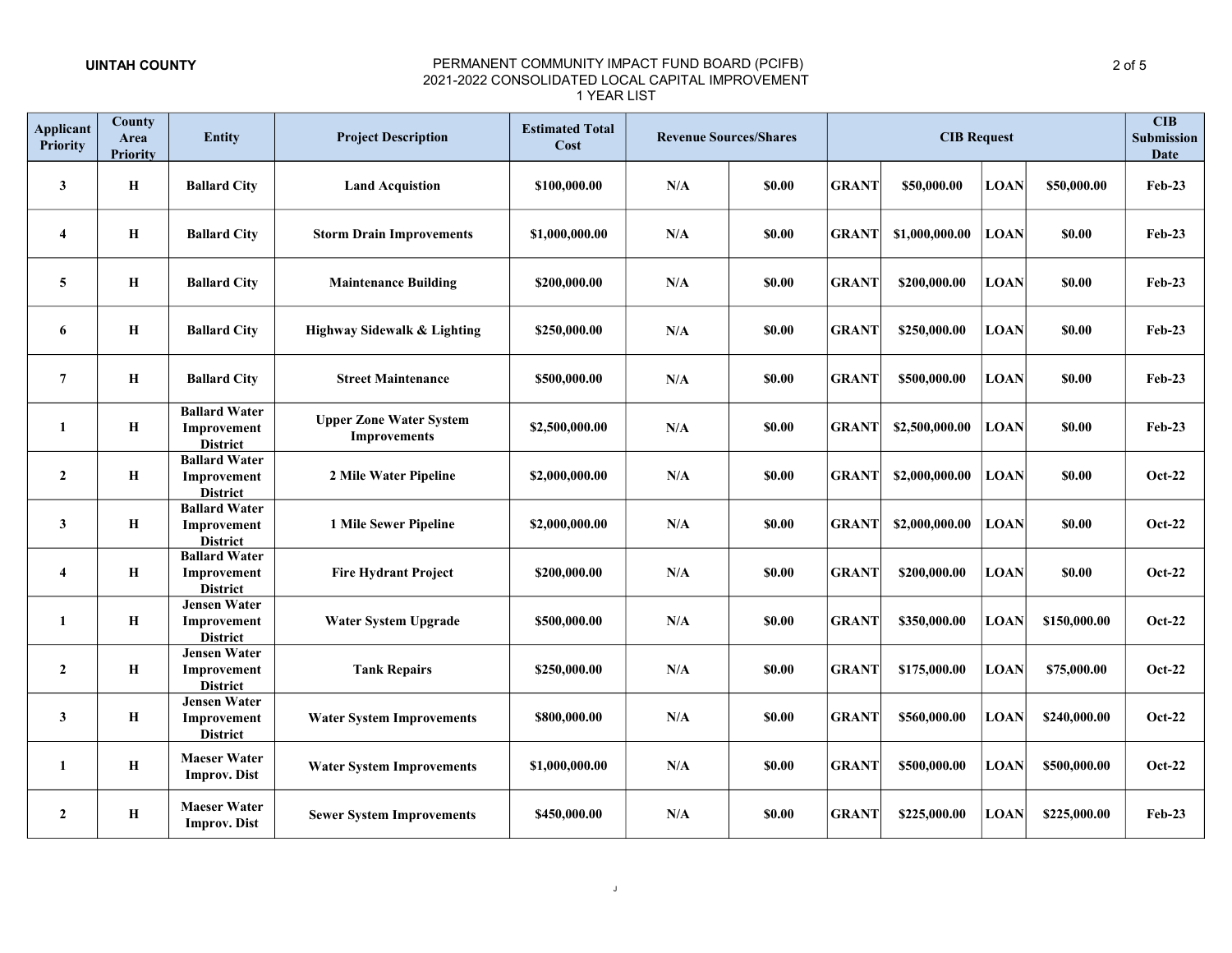UINTAH COUNTY

PERMANENT COMMUNITY IMPACT FUND BOARD (PCIFB)
2021-2022 CONSOLIDATED LOCAL CAPITAL IMPROVEMENT
1 YEAR LIST

| Applicant Priority | County Area Priority | Entity | Project Description | Estimated Total Cost | Revenue Sources/Shares | | CIB Request | | | | CIB Submission Date |
|---|---|---|---|---|---|---|---|---|---|---|---|
| 3 | H | Ballard City | Land Acquistion | $100,000.00 | N/A | $0.00 | GRANT | $50,000.00 | LOAN | $50,000.00 | Feb-23 |
| 4 | H | Ballard City | Storm Drain Improvements | $1,000,000.00 | N/A | $0.00 | GRANT | $1,000,000.00 | LOAN | $0.00 | Feb-23 |
| 5 | H | Ballard City | Maintenance Building | $200,000.00 | N/A | $0.00 | GRANT | $200,000.00 | LOAN | $0.00 | Feb-23 |
| 6 | H | Ballard City | Highway Sidewalk & Lighting | $250,000.00 | N/A | $0.00 | GRANT | $250,000.00 | LOAN | $0.00 | Feb-23 |
| 7 | H | Ballard City | Street Maintenance | $500,000.00 | N/A | $0.00 | GRANT | $500,000.00 | LOAN | $0.00 | Feb-23 |
| 1 | H | Ballard Water Improvement District | Upper Zone Water System Improvements | $2,500,000.00 | N/A | $0.00 | GRANT | $2,500,000.00 | LOAN | $0.00 | Feb-23 |
| 2 | H | Ballard Water Improvement District | 2 Mile Water Pipeline | $2,000,000.00 | N/A | $0.00 | GRANT | $2,000,000.00 | LOAN | $0.00 | Oct-22 |
| 3 | H | Ballard Water Improvement District | 1 Mile Sewer Pipeline | $2,000,000.00 | N/A | $0.00 | GRANT | $2,000,000.00 | LOAN | $0.00 | Oct-22 |
| 4 | H | Ballard Water Improvement District | Fire Hydrant Project | $200,000.00 | N/A | $0.00 | GRANT | $200,000.00 | LOAN | $0.00 | Oct-22 |
| 1 | H | Jensen Water Improvement District | Water System Upgrade | $500,000.00 | N/A | $0.00 | GRANT | $350,000.00 | LOAN | $150,000.00 | Oct-22 |
| 2 | H | Jensen Water Improvement District | Tank Repairs | $250,000.00 | N/A | $0.00 | GRANT | $175,000.00 | LOAN | $75,000.00 | Oct-22 |
| 3 | H | Jensen Water Improvement District | Water System Improvements | $800,000.00 | N/A | $0.00 | GRANT | $560,000.00 | LOAN | $240,000.00 | Oct-22 |
| 1 | H | Maeser Water Improv. Dist | Water System Improvements | $1,000,000.00 | N/A | $0.00 | GRANT | $500,000.00 | LOAN | $500,000.00 | Oct-22 |
| 2 | H | Maeser Water Improv. Dist | Sewer System Improvements | $450,000.00 | N/A | $0.00 | GRANT | $225,000.00 | LOAN | $225,000.00 | Feb-23 |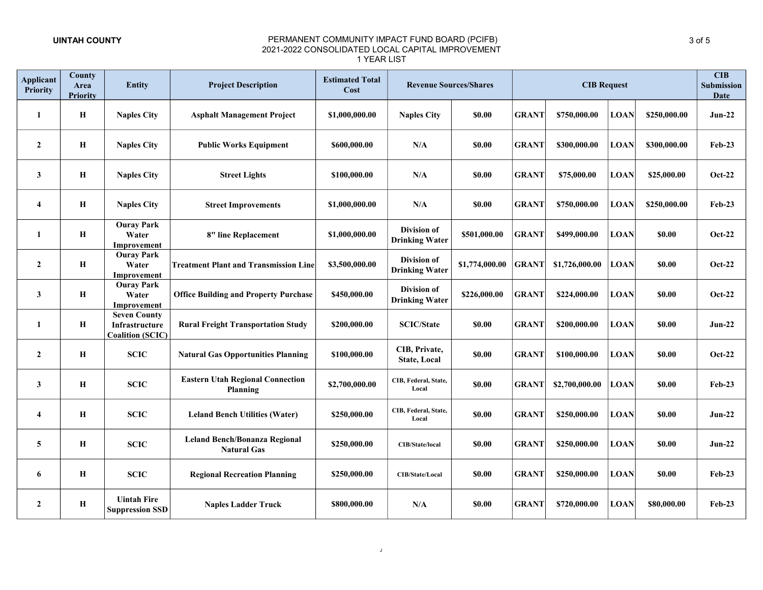**UINTAH COUNTY**

PERMANENT COMMUNITY IMPACT FUND BOARD (PCIFB)
2021-2022 CONSOLIDATED LOCAL CAPITAL IMPROVEMENT
1 YEAR LIST

| Applicant Priority | County Area Priority | Entity | Project Description | Estimated Total Cost | Revenue Sources/Shares | | CIB Request | | | | CIB Submission Date |
|---|---|---|---|---|---|---|---|---|---|---|---|
| 1 | H | Naples City | Asphalt Management Project | $1,000,000.00 | Naples City | $0.00 | GRANT | $750,000.00 | LOAN | $250,000.00 | Jun-22 |
| 2 | H | Naples City | Public Works Equipment | $600,000.00 | N/A | $0.00 | GRANT | $300,000.00 | LOAN | $300,000.00 | Feb-23 |
| 3 | H | Naples City | Street Lights | $100,000.00 | N/A | $0.00 | GRANT | $75,000.00 | LOAN | $25,000.00 | Oct-22 |
| 4 | H | Naples City | Street Improvements | $1,000,000.00 | N/A | $0.00 | GRANT | $750,000.00 | LOAN | $250,000.00 | Feb-23 |
| 1 | H | Ouray Park Water Improvement | 8" line Replacement | $1,000,000.00 | Division of Drinking Water | $501,000.00 | GRANT | $499,000.00 | LOAN | $0.00 | Oct-22 |
| 2 | H | Ouray Park Water Improvement | Treatment Plant and Transmission Line | $3,500,000.00 | Division of Drinking Water | $1,774,000.00 | GRANT | $1,726,000.00 | LOAN | $0.00 | Oct-22 |
| 3 | H | Ouray Park Water Improvement | Office Building and Property Purchase | $450,000.00 | Division of Drinking Water | $226,000.00 | GRANT | $224,000.00 | LOAN | $0.00 | Oct-22 |
| 1 | H | Seven County Infrastructure Coalition (SCIC) | Rural Freight Transportation Study | $200,000.00 | SCIC/State | $0.00 | GRANT | $200,000.00 | LOAN | $0.00 | Jun-22 |
| 2 | H | SCIC | Natural Gas Opportunities Planning | $100,000.00 | CIB, Private, State, Local | $0.00 | GRANT | $100,000.00 | LOAN | $0.00 | Oct-22 |
| 3 | H | SCIC | Eastern Utah Regional Connection Planning | $2,700,000.00 | CIB, Federal, State, Local | $0.00 | GRANT | $2,700,000.00 | LOAN | $0.00 | Feb-23 |
| 4 | H | SCIC | Leland Bench Utilities (Water) | $250,000.00 | CIB, Federal, State, Local | $0.00 | GRANT | $250,000.00 | LOAN | $0.00 | Jun-22 |
| 5 | H | SCIC | Leland Bench/Bonanza Regional Natural Gas | $250,000.00 | CIB/State/local | $0.00 | GRANT | $250,000.00 | LOAN | $0.00 | Jun-22 |
| 6 | H | SCIC | Regional Recreation Planning | $250,000.00 | CIB/State/Local | $0.00 | GRANT | $250,000.00 | LOAN | $0.00 | Feb-23 |
| 2 | H | Uintah Fire Suppression SSD | Naples Ladder Truck | $800,000.00 | N/A | $0.00 | GRANT | $720,000.00 | LOAN | $80,000.00 | Feb-23 |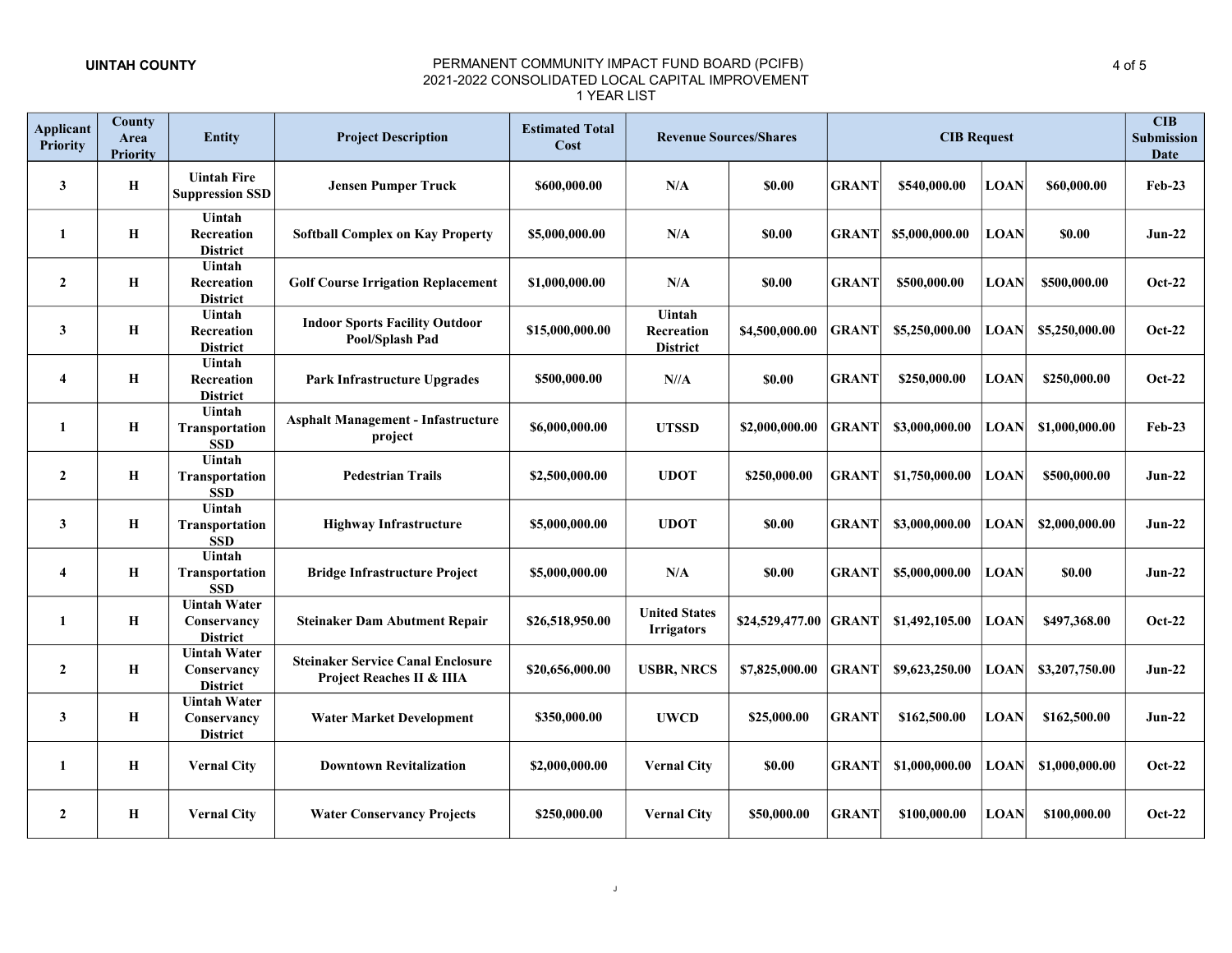**UINTAH COUNTY**

PERMANENT COMMUNITY IMPACT FUND BOARD (PCIFB)
2021-2022 CONSOLIDATED LOCAL CAPITAL IMPROVEMENT
1 YEAR LIST

| Applicant Priority | County Area Priority | Entity | Project Description | Estimated Total Cost | Revenue Sources/Shares | | CIB Request | | | | CIB Submission Date |
|---|---|---|---|---|---|---|---|---|---|---|---|
| 3 | H | Uintah Fire Suppression SSD | Jensen Pumper Truck | $600,000.00 | N/A | $0.00 | GRANT | $540,000.00 | LOAN | $60,000.00 | Feb-23 |
| 1 | H | Uintah Recreation District | Softball Complex on Kay Property | $5,000,000.00 | N/A | $0.00 | GRANT | $5,000,000.00 | LOAN | $0.00 | Jun-22 |
| 2 | H | Uintah Recreation District | Golf Course Irrigation Replacement | $1,000,000.00 | N/A | $0.00 | GRANT | $500,000.00 | LOAN | $500,000.00 | Oct-22 |
| 3 | H | Uintah Recreation District | Indoor Sports Facility Outdoor Pool/Splash Pad | $15,000,000.00 | Uintah Recreation District | $4,500,000.00 | GRANT | $5,250,000.00 | LOAN | $5,250,000.00 | Oct-22 |
| 4 | H | Uintah Recreation District | Park Infrastructure Upgrades | $500,000.00 | N//A | $0.00 | GRANT | $250,000.00 | LOAN | $250,000.00 | Oct-22 |
| 1 | H | Uintah Transportation SSD | Asphalt Management - Infastructure project | $6,000,000.00 | UTSSD | $2,000,000.00 | GRANT | $3,000,000.00 | LOAN | $1,000,000.00 | Feb-23 |
| 2 | H | Uintah Transportation SSD | Pedestrian Trails | $2,500,000.00 | UDOT | $250,000.00 | GRANT | $1,750,000.00 | LOAN | $500,000.00 | Jun-22 |
| 3 | H | Uintah Transportation SSD | Highway Infrastructure | $5,000,000.00 | UDOT | $0.00 | GRANT | $3,000,000.00 | LOAN | $2,000,000.00 | Jun-22 |
| 4 | H | Uintah Transportation SSD | Bridge Infrastructure Project | $5,000,000.00 | N/A | $0.00 | GRANT | $5,000,000.00 | LOAN | $0.00 | Jun-22 |
| 1 | H | Uintah Water Conservancy District | Steinaker Dam Abutment Repair | $26,518,950.00 | United States Irrigators | $24,529,477.00 | GRANT | $1,492,105.00 | LOAN | $497,368.00 | Oct-22 |
| 2 | H | Uintah Water Conservancy District | Steinaker Service Canal Enclosure Project Reaches II & IIIA | $20,656,000.00 | USBR, NRCS | $7,825,000.00 | GRANT | $9,623,250.00 | LOAN | $3,207,750.00 | Jun-22 |
| 3 | H | Uintah Water Conservancy District | Water Market Development | $350,000.00 | UWCD | $25,000.00 | GRANT | $162,500.00 | LOAN | $162,500.00 | Jun-22 |
| 1 | H | Vernal City | Downtown Revitalization | $2,000,000.00 | Vernal City | $0.00 | GRANT | $1,000,000.00 | LOAN | $1,000,000.00 | Oct-22 |
| 2 | H | Vernal City | Water Conservancy Projects | $250,000.00 | Vernal City | $50,000.00 | GRANT | $100,000.00 | LOAN | $100,000.00 | Oct-22 |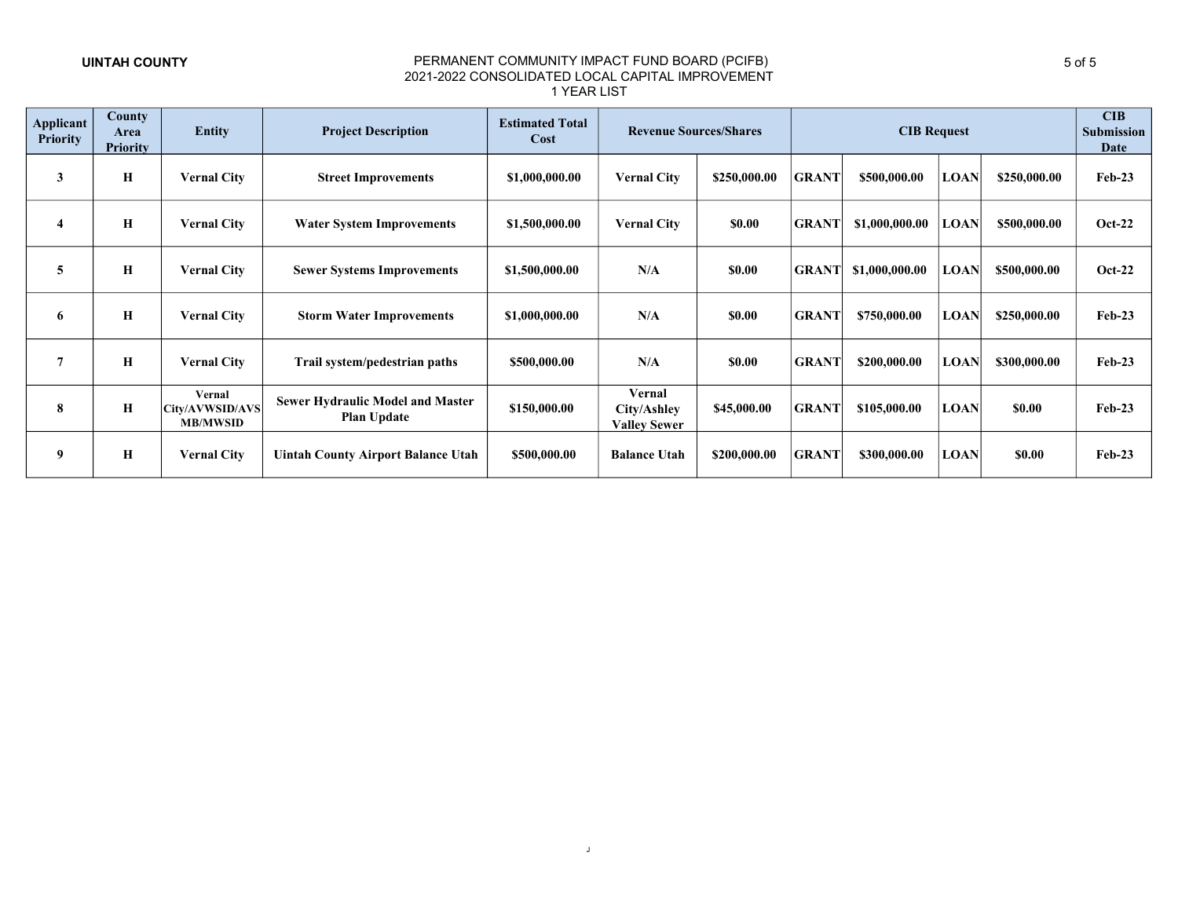**UINTAH COUNTY**

PERMANENT COMMUNITY IMPACT FUND BOARD (PCIFB)
2021-2022 CONSOLIDATED LOCAL CAPITAL IMPROVEMENT
1 YEAR LIST

| Applicant Priority | County Area Priority | Entity | Project Description | Estimated Total Cost | Revenue Sources/Shares | | CIB Request | | | | CIB Submission Date |
|---|---|---|---|---|---|---|---|---|---|---|---|
| 3 | H | Vernal City | Street Improvements | $1,000,000.00 | Vernal City | $250,000.00 | GRANT | $500,000.00 | LOAN | $250,000.00 | Feb-23 |
| 4 | H | Vernal City | Water System Improvements | $1,500,000.00 | Vernal City | $0.00 | GRANT | $1,000,000.00 | LOAN | $500,000.00 | Oct-22 |
| 5 | H | Vernal City | Sewer Systems Improvements | $1,500,000.00 | N/A | $0.00 | GRANT | $1,000,000.00 | LOAN | $500,000.00 | Oct-22 |
| 6 | H | Vernal City | Storm Water Improvements | $1,000,000.00 | N/A | $0.00 | GRANT | $750,000.00 | LOAN | $250,000.00 | Feb-23 |
| 7 | H | Vernal City | Trail system/pedestrian paths | $500,000.00 | N/A | $0.00 | GRANT | $200,000.00 | LOAN | $300,000.00 | Feb-23 |
| 8 | H | Vernal City/AVWSID/AVSMB/MWSID | Sewer Hydraulic Model and Master Plan Update | $150,000.00 | Vernal City/Ashley Valley Sewer | $45,000.00 | GRANT | $105,000.00 | LOAN | $0.00 | Feb-23 |
| 9 | H | Vernal City | Uintah County Airport Balance Utah | $500,000.00 | Balance Utah | $200,000.00 | GRANT | $300,000.00 | LOAN | $0.00 | Feb-23 |